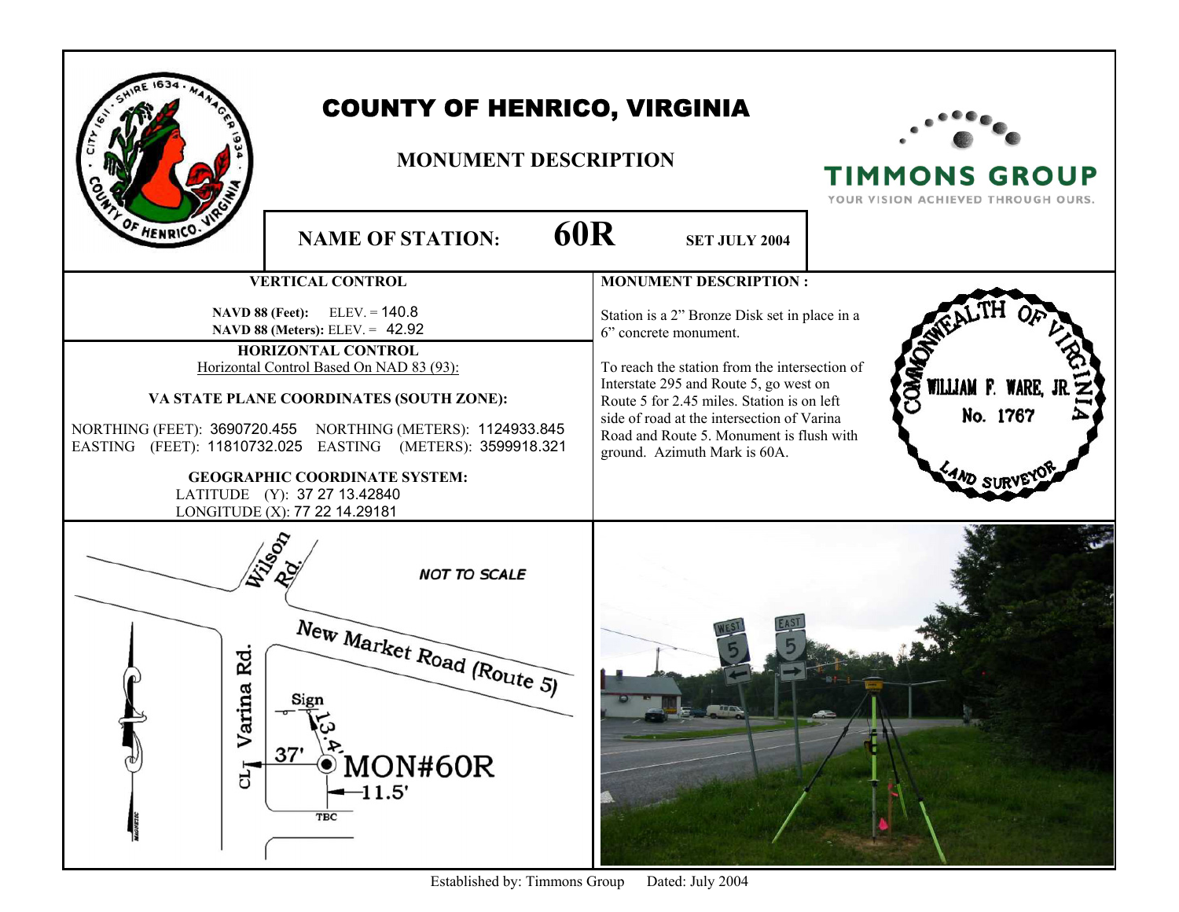# COUNTY OF HENRICO, VIRGINIA

## MONUMENT DESCRIPTION

TIMMONS GROUP
YOUR VISION ACHIEVED THROUGH OURS.

**NAME OF STATION:** **60R** **SET JULY 2004**

### VERTICAL CONTROL

**NAVD 88 (Feet):** ELEV. = 140.8
**NAVD 88 (Meters):** ELEV. = 42.92

### HORIZONTAL CONTROL

Horizontal Control Based On NAD 83 (93):

**VA STATE PLANE COORDINATES (SOUTH ZONE):**

NORTHING (FEET): 3690720.455 NORTHING (METERS): 1124933.845
EASTING (FEET): 11810732.025 EASTING (METERS): 3599918.321

**GEOGRAPHIC COORDINATE SYSTEM:**

LATITUDE (Y): 37 27 13.42840
LONGITUDE (X): 77 22 14.29181

### MONUMENT DESCRIPTION :

Station is a 2" Bronze Disk set in place in a 6" concrete monument.

To reach the station from the intersection of Interstate 295 and Route 5, go west on Route 5 for 2.45 miles. Station is on left side of road at the intersection of Varina Road and Route 5. Monument is flush with ground. Azimuth Mark is 60A.

COMMONWEALTH OF VIRGINIA
WILLIAM F. WARE, JR.
No. 1767
LAND SURVEYOR

Wilson Rd.
NOT TO SCALE
New Market Road (Route 5)
Varina Rd.
CL
Sign
13.4'
37'
MON#60R
11.5'
TBC
MAGNETIC

WEST 5
EAST 5

Established by: Timmons Group Dated: July 2004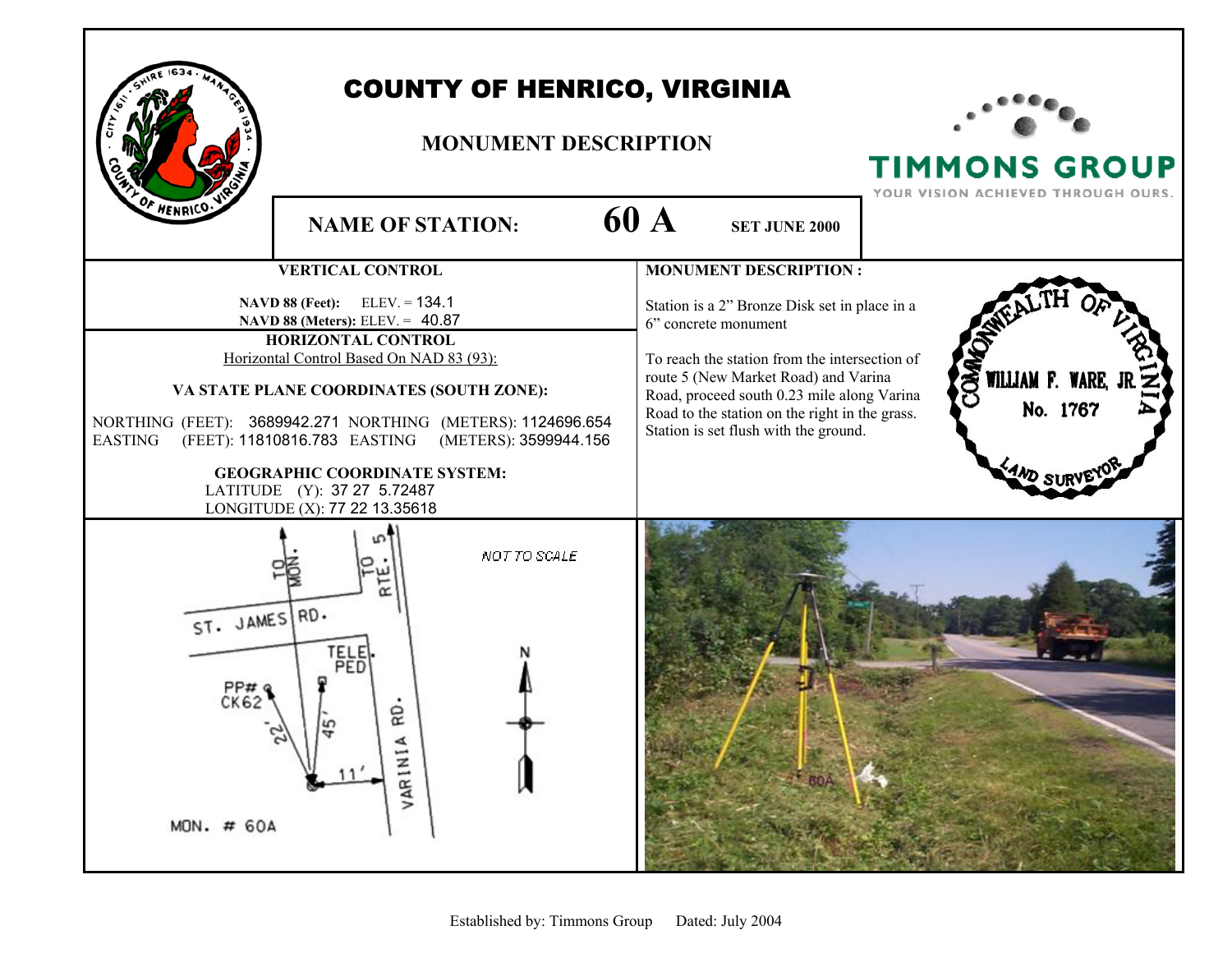# COUNTY OF HENRICO, VIRGINIA

## MONUMENT DESCRIPTION

TIMMONS GROUP
YOUR VISION ACHIEVED THROUGH OURS.

**NAME OF STATION:** **60 A** **SET JUNE 2000**

### VERTICAL CONTROL

**NAVD 88 (Feet):** ELEV. = 134.1
**NAVD 88 (Meters):** ELEV. = 40.87

### HORIZONTAL CONTROL

Horizontal Control Based On NAD 83 (93):

**VA STATE PLANE COORDINATES (SOUTH ZONE):**

NORTHING (FEET): 3689942.271 NORTHING (METERS): 1124696.654
EASTING (FEET): 11810816.783 EASTING (METERS): 3599944.156

**GEOGRAPHIC COORDINATE SYSTEM:**

LATITUDE (Y): 37 27 5.72487
LONGITUDE (X): 77 22 13.35618

### MONUMENT DESCRIPTION :

Station is a 2" Bronze Disk set in place in a 6" concrete monument

To reach the station from the intersection of route 5 (New Market Road) and Varina Road, proceed south 0.23 mile along Varina Road to the station on the right in the grass. Station is set flush with the ground.

COMMONWEALTH OF VIRGINIA
WILLIAM F. WARE, JR.
No. 1767
LAND SURVEYOR

NOT TO SCALE

TO MON.
TO RTE. 5
ST. JAMES RD.
TELE PED.
PP# CK62
22'
45'
11'
VARINIA RD.
N
MON. # 60A

Established by: Timmons Group Dated: July 2004